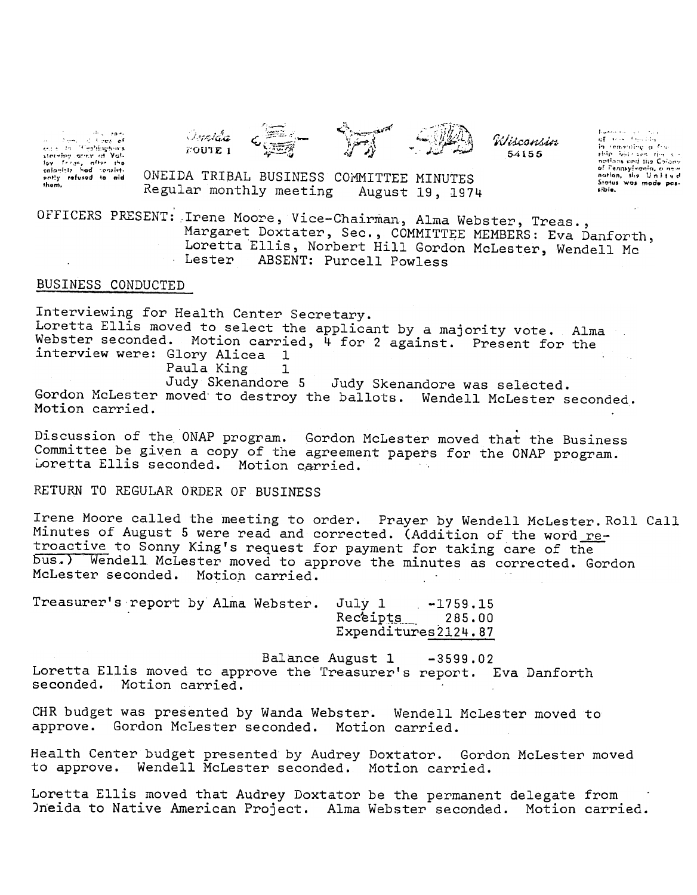Oneida ROUTE 1 Wisconsin 54155

# ONEIDA TRIBAL BUSINESS COMMITTEE MINUTES

Regular monthly meeting August 19, 1974

OFFICERS PRESENT: Irene Moore, Vice-Chairman, Alma Webster, Treas., Margaret Doxtater, Sec., COMMITTEE MEMBERS: Eva Danforth, Loretta Ellis, Norbert Hill Gordon McLester, Wendell Mc Lester ABSENT: Purcell Powless

## BUSINESS CONDUCTED

Interviewing for Health Center Secretary.
Loretta Ellis moved to select the applicant by a majority vote. Alma Webster seconded. Motion carried, 4 for 2 against. Present for the interview were: Glory Alicea 1
Paula King 1
Judy Skenandore 5 Judy Skenandore was selected.
Gordon McLester moved to destroy the ballots. Wendell McLester seconded. Motion carried.

Discussion of the ONAP program. Gordon McLester moved that the Business Committee be given a copy of the agreement papers for the ONAP program. Loretta Ellis seconded. Motion carried.

RETURN TO REGULAR ORDER OF BUSINESS

Irene Moore called the meeting to order. Prayer by Wendell McLester. Roll Call Minutes of August 5 were read and corrected. (Addition of the word retroactive to Sonny King's request for payment for taking care of the bus.) Wendell McLester moved to approve the minutes as corrected. Gordon McLester seconded. Motion carried.

Treasurer's report by Alma Webster.

| | |
|---|---|
| July 1 | -1759.15 |
| Receipts | 285.00 |
| Expenditures | 2124.87 |
| Balance August 1 | -3599.02 |

Loretta Ellis moved to approve the Treasurer's report. Eva Danforth seconded. Motion carried.

CHR budget was presented by Wanda Webster. Wendell McLester moved to approve. Gordon McLester seconded. Motion carried.

Health Center budget presented by Audrey Doxtator. Gordon McLester moved to approve. Wendell McLester seconded. Motion carried.

Loretta Ellis moved that Audrey Doxtator be the permanent delegate from Oneida to Native American Project. Alma Webster seconded. Motion carried.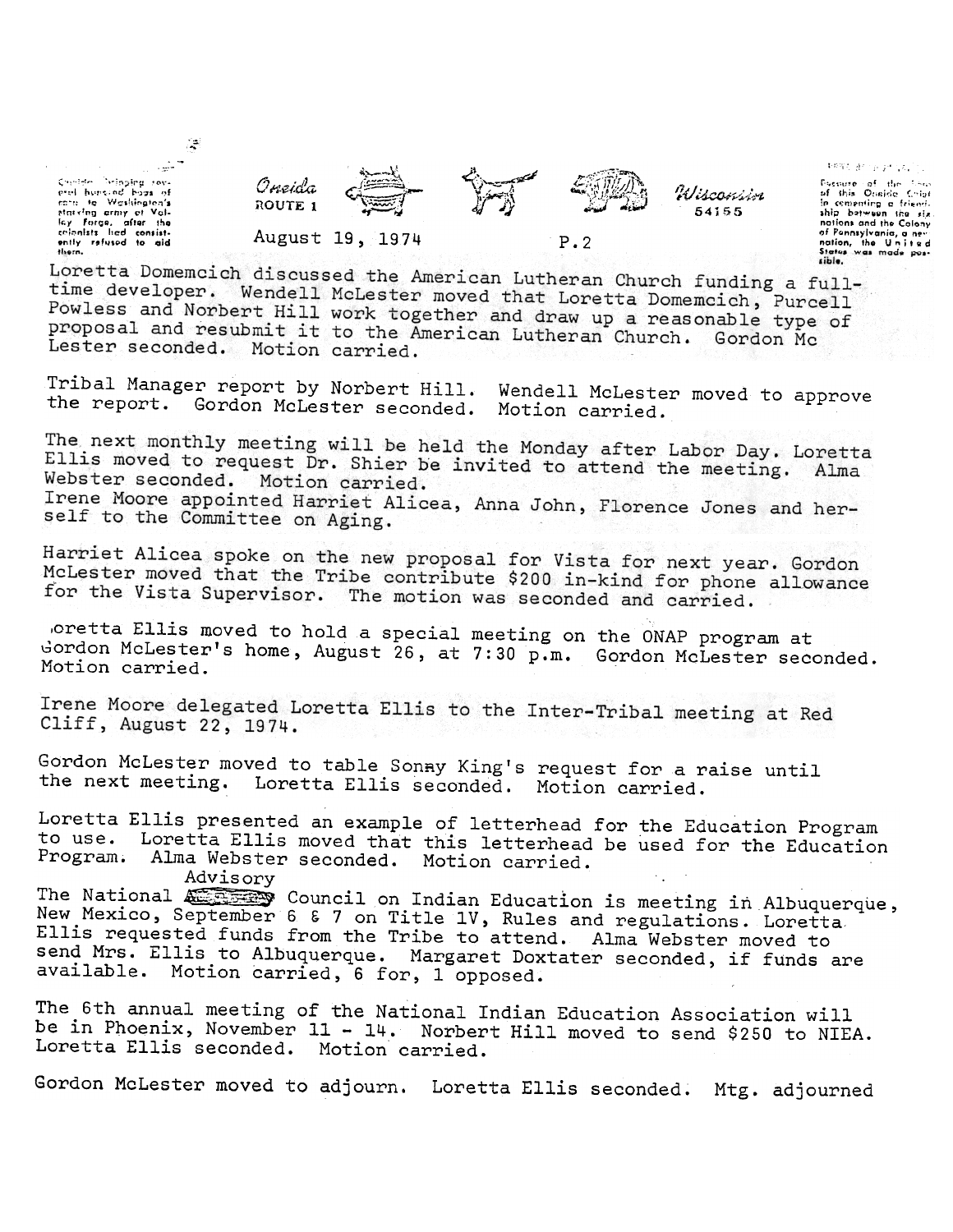Loretta Domemcich discussed the American Lutheran Church funding a full-time developer. Wendell McLester moved that Loretta Domemcich, Purcell Powless and Norbert Hill work together and draw up a reasonable type of proposal and resubmit it to the American Lutheran Church. Gordon Mc Lester seconded. Motion carried.

Tribal Manager report by Norbert Hill. Wendell McLester moved to approve the report. Gordon McLester seconded. Motion carried.

The next monthly meeting will be held the Monday after Labor Day. Loretta Ellis moved to request Dr. Shier be invited to attend the meeting. Alma Webster seconded. Motion carried.
Irene Moore appointed Harriet Alicea, Anna John, Florence Jones and herself to the Committee on Aging.

Harriet Alicea spoke on the new proposal for Vista for next year. Gordon McLester moved that the Tribe contribute $200 in-kind for phone allowance for the Vista Supervisor. The motion was seconded and carried.

Loretta Ellis moved to hold a special meeting on the ONAP program at Gordon McLester's home, August 26, at 7:30 p.m. Gordon McLester seconded. Motion carried.

Irene Moore delegated Loretta Ellis to the Inter-Tribal meeting at Red Cliff, August 22, 1974.

Gordon McLester moved to table Sonny King's request for a raise until the next meeting. Loretta Ellis seconded. Motion carried.

Loretta Ellis presented an example of letterhead for the Education Program to use. Loretta Ellis moved that this letterhead be used for the Education Program. Alma Webster seconded. Motion carried.

The National Advisory Council on Indian Education is meeting in Albuquerque, New Mexico, September 6 & 7 on Title IV, Rules and regulations. Loretta Ellis requested funds from the Tribe to attend. Alma Webster moved to send Mrs. Ellis to Albuquerque. Margaret Doxtater seconded, if funds are available. Motion carried, 6 for, 1 opposed.

The 6th annual meeting of the National Indian Education Association will be in Phoenix, November 11 - 14. Norbert Hill moved to send $250 to NIEA. Loretta Ellis seconded. Motion carried.

Gordon McLester moved to adjourn. Loretta Ellis seconded. Mtg. adjourned